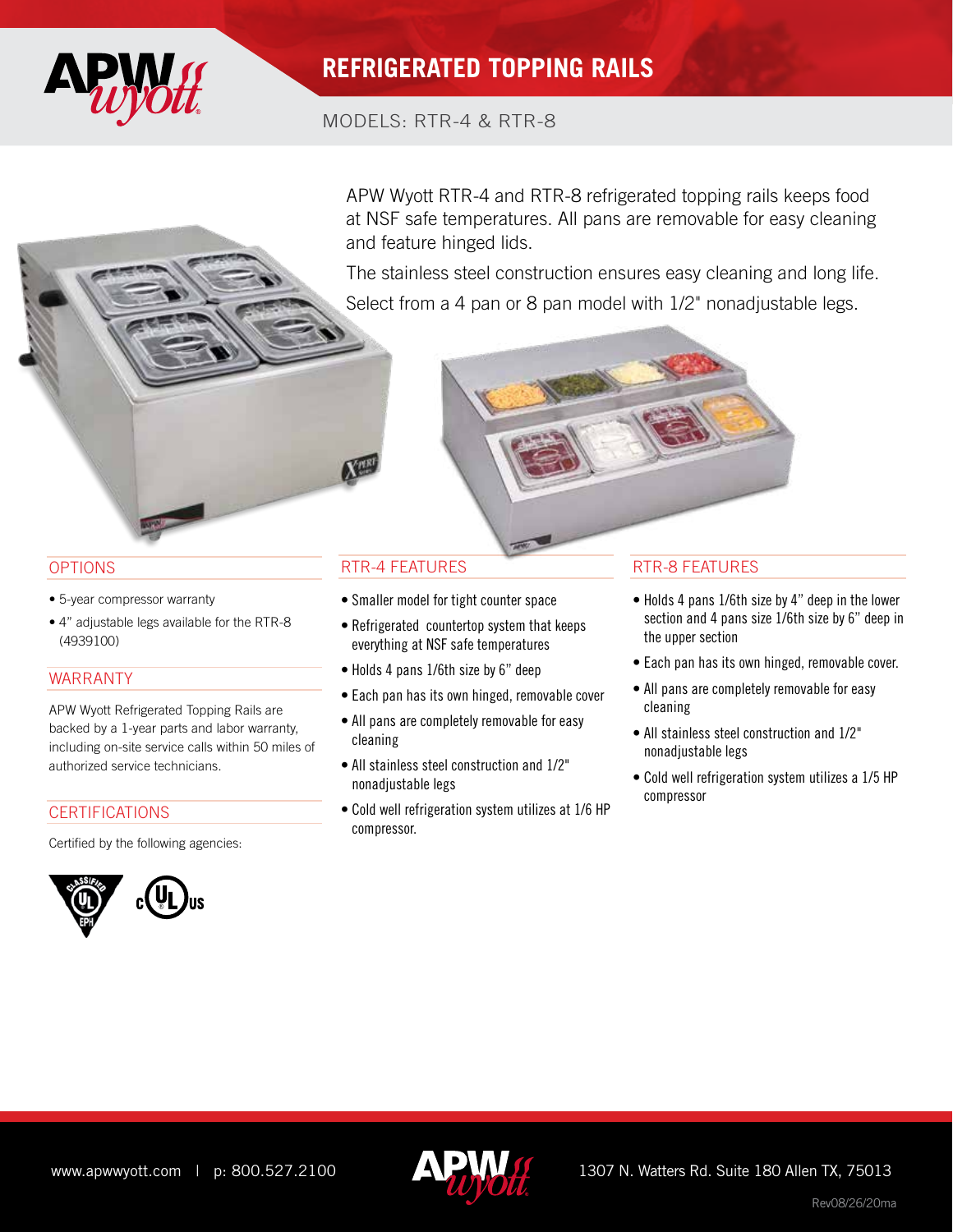# REFRIGERATED TOPPING RAILS

MODELS: RTR-4 & RTR-8

APW Wyott RTR-4 and RTR-8 refrigerated topping rails keeps food at NSF safe temperatures. All pans are removable for easy cleaning and feature hinged lids.

The stainless steel construction ensures easy cleaning and long life.

Select from a 4 pan or 8 pan model with 1/2" nonadjustable legs.

## OPTIONS

- 5-year compressor warranty
- 4" adjustable legs available for the RTR-8 (4939100)

## WARRANTY

APW Wyott Refrigerated Topping Rails are backed by a 1-year parts and labor warranty, including on-site service calls within 50 miles of authorized service technicians.

## CERTIFICATIONS

Certified by the following agencies:

## RTR-4 FEATURES

- Smaller model for tight counter space
- Refrigerated countertop system that keeps everything at NSF safe temperatures
- Holds 4 pans 1/6th size by 6" deep
- Each pan has its own hinged, removable cover
- All pans are completely removable for easy cleaning
- All stainless steel construction and 1/2" nonadjustable legs
- Cold well refrigeration system utilizes at 1/6 HP compressor.

## RTR-8 FEATURES

- Holds 4 pans 1/6th size by 4" deep in the lower section and 4 pans size 1/6th size by 6" deep in the upper section
- Each pan has its own hinged, removable cover.
- All pans are completely removable for easy cleaning
- All stainless steel construction and 1/2" nonadjustable legs
- Cold well refrigeration system utilizes a 1/5 HP compressor

www.apwwyott.com | p: 800.527.2100

1307 N. Watters Rd. Suite 180 Allen TX, 75013

Rev08/26/20ma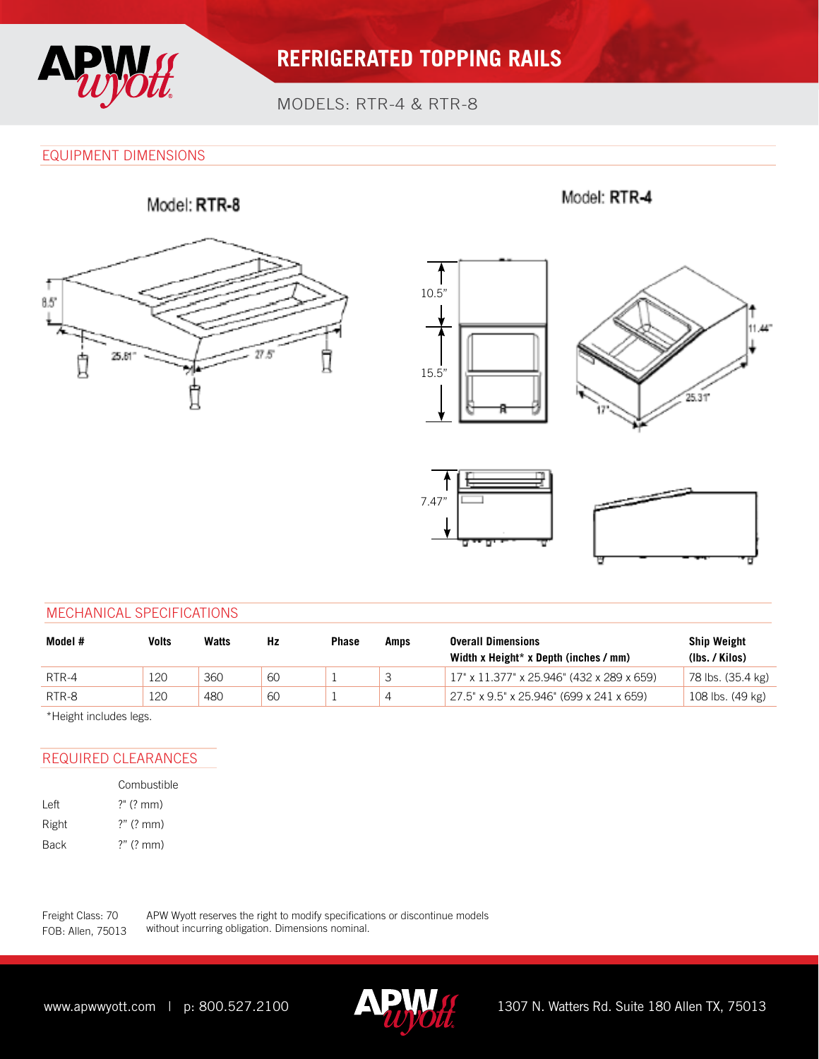# REFRIGERATED TOPPING RAILS

MODELS: RTR-4 & RTR-8

## EQUIPMENT DIMENSIONS

Model: **RTR-8**

8.5"

25.81"

27.5"

Model: **RTR-4**

10.5"

15.5"

11.44"

17"

25.31"

7.47"

## MECHANICAL SPECIFICATIONS

| Model # | Volts | Watts | Hz | Phase | Amps | Overall Dimensions Width x Height* x Depth (inches / mm) | Ship Weight (lbs. / Kilos) |
|---|---|---|---|---|---|---|---|
| RTR-4 | 120 | 360 | 60 | 1 | 3 | 17" x 11.377" x 25.946" (432 x 289 x 659) | 78 lbs. (35.4 kg) |
| RTR-8 | 120 | 480 | 60 | 1 | 4 | 27.5" x 9.5" x 25.946" (699 x 241 x 659) | 108 lbs. (49 kg) |

*Height includes legs.

## REQUIRED CLEARANCES

| | Combustible |
|---|---|
| Left | ?" (? mm) |
| Right | ?" (? mm) |
| Back | ?" (? mm) |

Freight Class: 70
FOB: Allen, 75013

APW Wyott reserves the right to modify specifications or discontinue models without incurring obligation. Dimensions nominal.

www.apwwyott.com | p: 800.527.2100

1307 N. Watters Rd. Suite 180 Allen TX, 75013